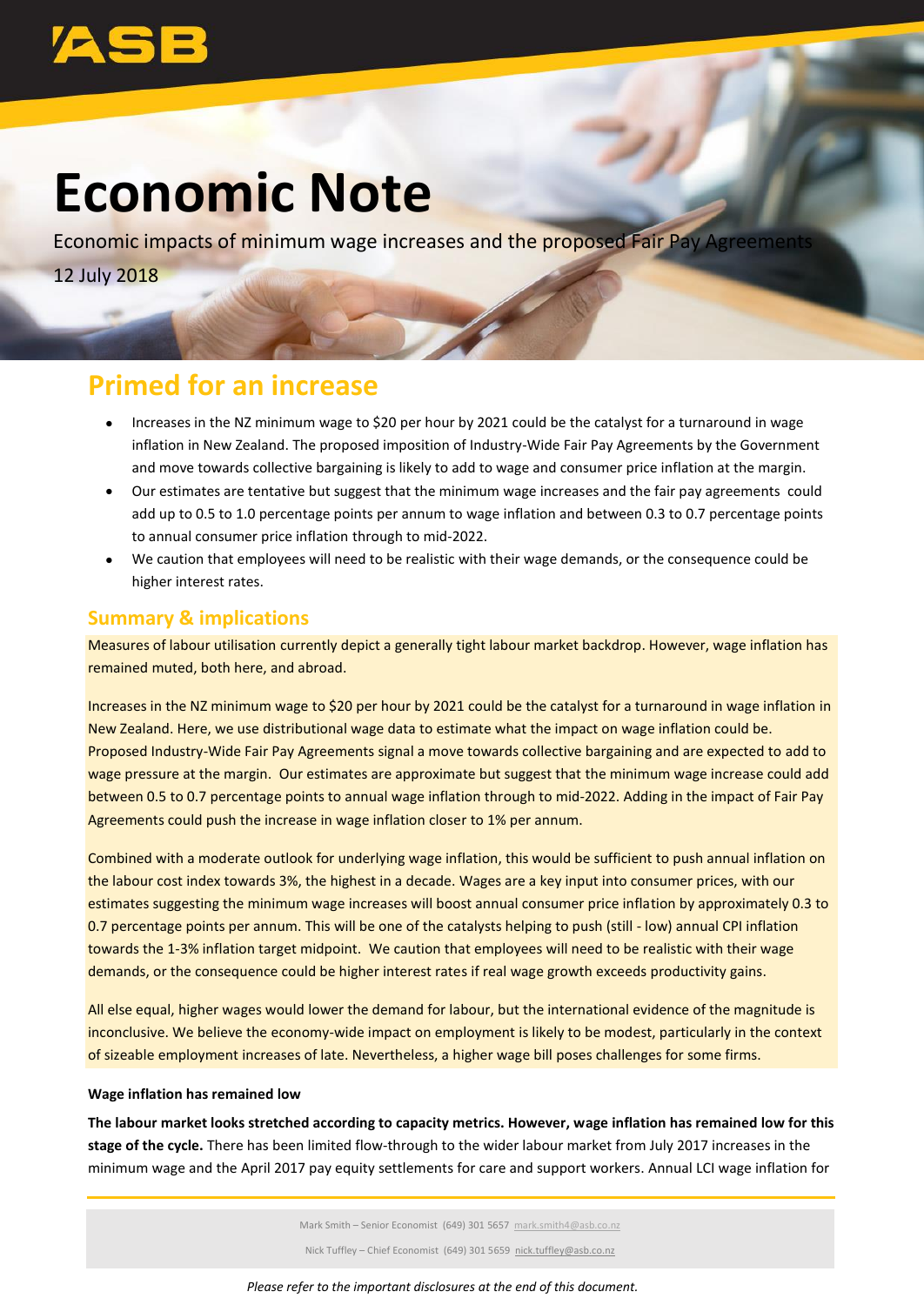# Economic Note

Economic impacts of minimum wage increases and the proposed Fair Pay Agreements

12 July 2018

## Primed for an increase

- Increases in the NZ minimum wage to $20 per hour by 2021 could be the catalyst for a turnaround in wage inflation in New Zealand. The proposed imposition of Industry-Wide Fair Pay Agreements by the Government and move towards collective bargaining is likely to add to wage and consumer price inflation at the margin.
- Our estimates are tentative but suggest that the minimum wage increases and the fair pay agreements could add up to 0.5 to 1.0 percentage points per annum to wage inflation and between 0.3 to 0.7 percentage points to annual consumer price inflation through to mid-2022.
- We caution that employees will need to be realistic with their wage demands, or the consequence could be higher interest rates.

### Summary & implications

Measures of labour utilisation currently depict a generally tight labour market backdrop. However, wage inflation has remained muted, both here, and abroad.

Increases in the NZ minimum wage to $20 per hour by 2021 could be the catalyst for a turnaround in wage inflation in New Zealand. Here, we use distributional wage data to estimate what the impact on wage inflation could be. Proposed Industry-Wide Fair Pay Agreements signal a move towards collective bargaining and are expected to add to wage pressure at the margin. Our estimates are approximate but suggest that the minimum wage increase could add between 0.5 to 0.7 percentage points to annual wage inflation through to mid-2022. Adding in the impact of Fair Pay Agreements could push the increase in wage inflation closer to 1% per annum.

Combined with a moderate outlook for underlying wage inflation, this would be sufficient to push annual inflation on the labour cost index towards 3%, the highest in a decade. Wages are a key input into consumer prices, with our estimates suggesting the minimum wage increases will boost annual consumer price inflation by approximately 0.3 to 0.7 percentage points per annum. This will be one of the catalysts helping to push (still - low) annual CPI inflation towards the 1-3% inflation target midpoint. We caution that employees will need to be realistic with their wage demands, or the consequence could be higher interest rates if real wage growth exceeds productivity gains.

All else equal, higher wages would lower the demand for labour, but the international evidence of the magnitude is inconclusive. We believe the economy-wide impact on employment is likely to be modest, particularly in the context of sizeable employment increases of late. Nevertheless, a higher wage bill poses challenges for some firms.

#### Wage inflation has remained low

**The labour market looks stretched according to capacity metrics. However, wage inflation has remained low for this stage of the cycle.** There has been limited flow-through to the wider labour market from July 2017 increases in the minimum wage and the April 2017 pay equity settlements for care and support workers. Annual LCI wage inflation for

Mark Smith – Senior Economist (649) 301 5657 mark.smith4@asb.co.nz

Nick Tuffley – Chief Economist (649) 301 5659 nick.tuffley@asb.co.nz

*Please refer to the important disclosures at the end of this document.*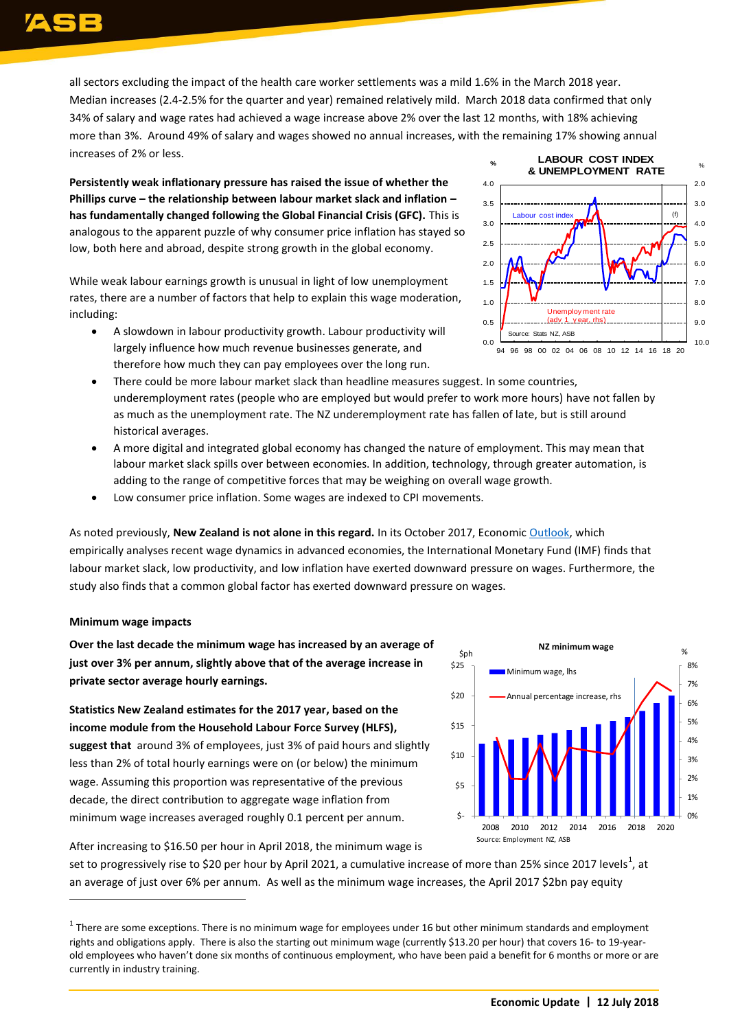all sectors excluding the impact of the health care worker settlements was a mild 1.6% in the March 2018 year. Median increases (2.4-2.5% for the quarter and year) remained relatively mild. March 2018 data confirmed that only 34% of salary and wage rates had achieved a wage increase above 2% over the last 12 months, with 18% achieving more than 3%. Around 49% of salary and wages showed no annual increases, with the remaining 17% showing annual increases of 2% or less.

**Persistently weak inflationary pressure has raised the issue of whether the Phillips curve – the relationship between labour market slack and inflation – has fundamentally changed following the Global Financial Crisis (GFC).** This is analogous to the apparent puzzle of why consumer price inflation has stayed so low, both here and abroad, despite strong growth in the global economy.

While weak labour earnings growth is unusual in light of low unemployment rates, there are a number of factors that help to explain this wage moderation, including:

- A slowdown in labour productivity growth. Labour productivity will largely influence how much revenue businesses generate, and therefore how much they can pay employees over the long run.
- There could be more labour market slack than headline measures suggest. In some countries, underemployment rates (people who are employed but would prefer to work more hours) have not fallen by as much as the unemployment rate. The NZ underemployment rate has fallen of late, but is still around historical averages.
- A more digital and integrated global economy has changed the nature of employment. This may mean that labour market slack spills over between economies. In addition, technology, through greater automation, is adding to the range of competitive forces that may be weighing on overall wage growth.
- Low consumer price inflation. Some wages are indexed to CPI movements.

As noted previously, **New Zealand is not alone in this regard.** In its October 2017, Economic Outlook, which empirically analyses recent wage dynamics in advanced economies, the International Monetary Fund (IMF) finds that labour market slack, low productivity, and low inflation have exerted downward pressure on wages. Furthermore, the study also finds that a common global factor has exerted downward pressure on wages.

#### Minimum wage impacts

**Over the last decade the minimum wage has increased by an average of just over 3% per annum, slightly above that of the average increase in private sector average hourly earnings.**

**Statistics New Zealand estimates for the 2017 year, based on the income module from the Household Labour Force Survey (HLFS), suggest that** around 3% of employees, just 3% of paid hours and slightly less than 2% of total hourly earnings were on (or below) the minimum wage. Assuming this proportion was representative of the previous decade, the direct contribution to aggregate wage inflation from minimum wage increases averaged roughly 0.1 percent per annum.

After increasing to $16.50 per hour in April 2018, the minimum wage is set to progressively rise to $20 per hour by April 2021, a cumulative increase of more than 25% since 2017 levels[1], at an average of just over 6% per annum. As well as the minimum wage increases, the April 2017 $2bn pay equity

[1] There are some exceptions. There is no minimum wage for employees under 16 but other minimum standards and employment rights and obligations apply. There is also the starting out minimum wage (currently $13.20 per hour) that covers 16- to 19-year-old employees who haven't done six months of continuous employment, who have been paid a benefit for 6 months or more or are currently in industry training.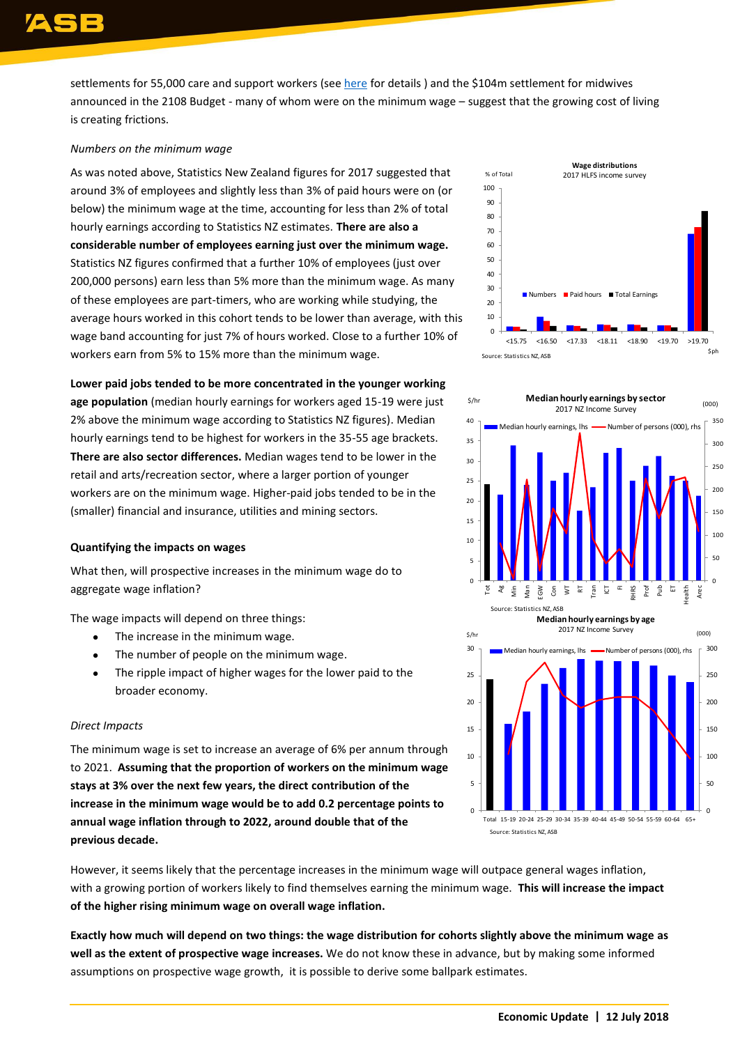settlements for 55,000 care and support workers (see here for details ) and the $104m settlement for midwives announced in the 2108 Budget - many of whom were on the minimum wage – suggest that the growing cost of living is creating frictions.

*Numbers on the minimum wage*

As was noted above, Statistics New Zealand figures for 2017 suggested that around 3% of employees and slightly less than 3% of paid hours were on (or below) the minimum wage at the time, accounting for less than 2% of total hourly earnings according to Statistics NZ estimates. **There are also a considerable number of employees earning just over the minimum wage.** Statistics NZ figures confirmed that a further 10% of employees (just over 200,000 persons) earn less than 5% more than the minimum wage. As many of these employees are part-timers, who are working while studying, the average hours worked in this cohort tends to be lower than average, with this wage band accounting for just 7% of hours worked. Close to a further 10% of workers earn from 5% to 15% more than the minimum wage.

**Lower paid jobs tended to be more concentrated in the younger working age population** (median hourly earnings for workers aged 15-19 were just 2% above the minimum wage according to Statistics NZ figures). Median hourly earnings tend to be highest for workers in the 35-55 age brackets. **There are also sector differences.** Median wages tend to be lower in the retail and arts/recreation sector, where a larger portion of younger workers are on the minimum wage. Higher-paid jobs tended to be in the (smaller) financial and insurance, utilities and mining sectors.

**Wage distributions**
2017 HLFS income survey

Source: Statistics NZ, ASB

**Median hourly earnings by sector**
2017 NZ Income Survey

Source: Statistics NZ, ASB

**Median hourly earnings by age**
2017 NZ Income Survey

Source: Statistics NZ, ASB

### Quantifying the impacts on wages

What then, will prospective increases in the minimum wage do to aggregate wage inflation?

The wage impacts will depend on three things:

- The increase in the minimum wage.
- The number of people on the minimum wage.
- The ripple impact of higher wages for the lower paid to the broader economy.

*Direct Impacts*

The minimum wage is set to increase an average of 6% per annum through to 2021. **Assuming that the proportion of workers on the minimum wage stays at 3% over the next few years, the direct contribution of the increase in the minimum wage would be to add 0.2 percentage points to annual wage inflation through to 2022, around double that of the previous decade.**

However, it seems likely that the percentage increases in the minimum wage will outpace general wages inflation, with a growing portion of workers likely to find themselves earning the minimum wage. **This will increase the impact of the higher rising minimum wage on overall wage inflation.**

**Exactly how much will depend on two things: the wage distribution for cohorts slightly above the minimum wage as well as the extent of prospective wage increases.** We do not know these in advance, but by making some informed assumptions on prospective wage growth, it is possible to derive some ballpark estimates.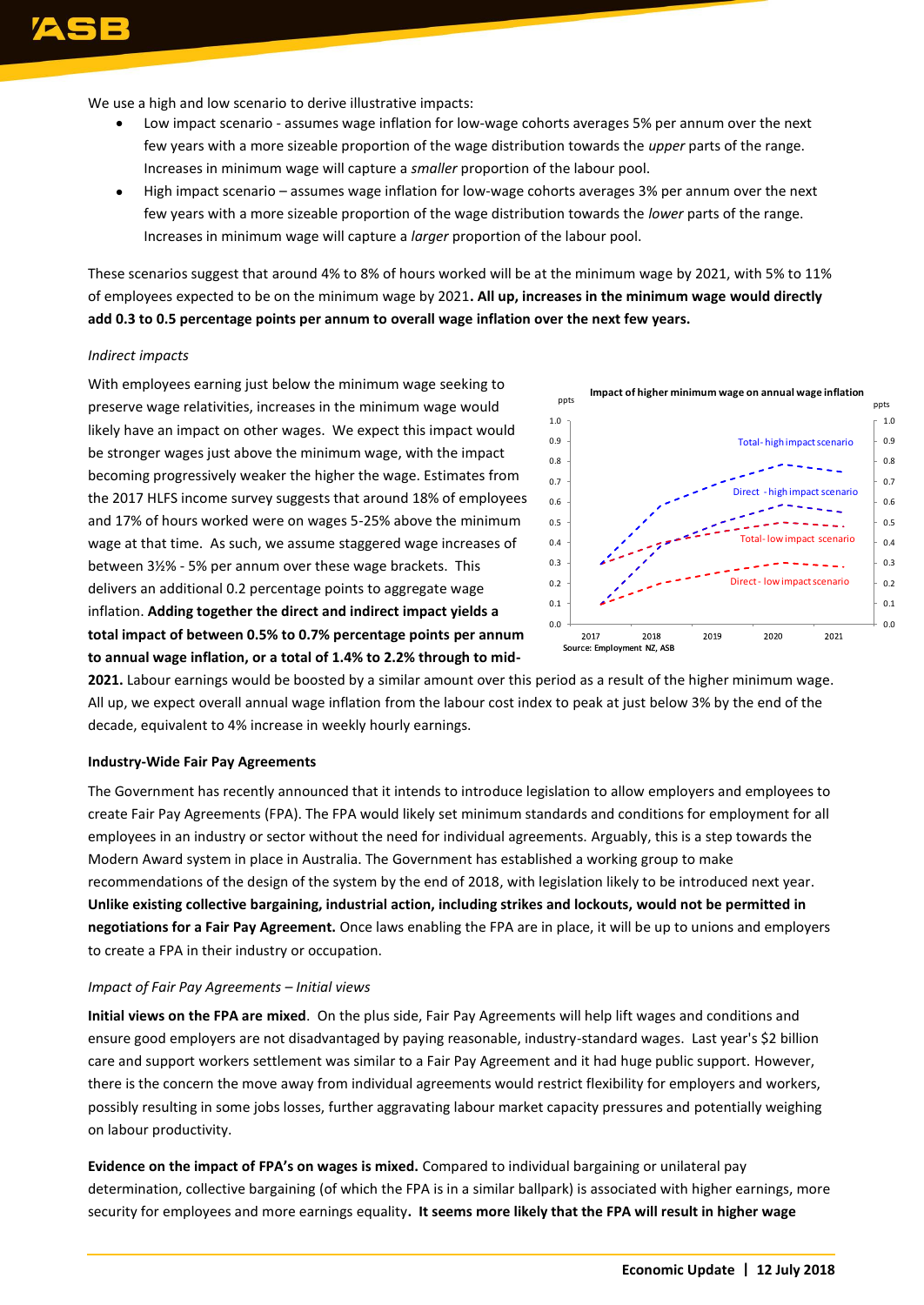We use a high and low scenario to derive illustrative impacts:

- Low impact scenario - assumes wage inflation for low-wage cohorts averages 5% per annum over the next few years with a more sizeable proportion of the wage distribution towards the *upper* parts of the range. Increases in minimum wage will capture a *smaller* proportion of the labour pool.
- High impact scenario – assumes wage inflation for low-wage cohorts averages 3% per annum over the next few years with a more sizeable proportion of the wage distribution towards the *lower* parts of the range. Increases in minimum wage will capture a *larger* proportion of the labour pool.

These scenarios suggest that around 4% to 8% of hours worked will be at the minimum wage by 2021, with 5% to 11% of employees expected to be on the minimum wage by 2021**. All up, increases in the minimum wage would directly add 0.3 to 0.5 percentage points per annum to overall wage inflation over the next few years.**

*Indirect impacts*

With employees earning just below the minimum wage seeking to preserve wage relativities, increases in the minimum wage would likely have an impact on other wages. We expect this impact would be stronger wages just above the minimum wage, with the impact becoming progressively weaker the higher the wage. Estimates from the 2017 HLFS income survey suggests that around 18% of employees and 17% of hours worked were on wages 5-25% above the minimum wage at that time. As such, we assume staggered wage increases of between 3½% - 5% per annum over these wage brackets. This delivers an additional 0.2 percentage points to aggregate wage inflation. **Adding together the direct and indirect impact yields a total impact of between 0.5% to 0.7% percentage points per annum to annual wage inflation, or a total of 1.4% to 2.2% through to mid-2021.** Labour earnings would be boosted by a similar amount over this period as a result of the higher minimum wage. All up, we expect overall annual wage inflation from the labour cost index to peak at just below 3% by the end of the decade, equivalent to 4% increase in weekly hourly earnings.

Impact of higher minimum wage on annual wage inflation

Source: Employment NZ, ASB

**Industry-Wide Fair Pay Agreements**

The Government has recently announced that it intends to introduce legislation to allow employers and employees to create Fair Pay Agreements (FPA). The FPA would likely set minimum standards and conditions for employment for all employees in an industry or sector without the need for individual agreements. Arguably, this is a step towards the Modern Award system in place in Australia. The Government has established a working group to make recommendations of the design of the system by the end of 2018, with legislation likely to be introduced next year. **Unlike existing collective bargaining, industrial action, including strikes and lockouts, would not be permitted in negotiations for a Fair Pay Agreement.** Once laws enabling the FPA are in place, it will be up to unions and employers to create a FPA in their industry or occupation.

*Impact of Fair Pay Agreements – Initial views*

**Initial views on the FPA are mixed**. On the plus side, Fair Pay Agreements will help lift wages and conditions and ensure good employers are not disadvantaged by paying reasonable, industry-standard wages. Last year's $2 billion care and support workers settlement was similar to a Fair Pay Agreement and it had huge public support. However, there is the concern the move away from individual agreements would restrict flexibility for employers and workers, possibly resulting in some jobs losses, further aggravating labour market capacity pressures and potentially weighing on labour productivity.

**Evidence on the impact of FPA's on wages is mixed.** Compared to individual bargaining or unilateral pay determination, collective bargaining (of which the FPA is in a similar ballpark) is associated with higher earnings, more security for employees and more earnings equality**. It seems more likely that the FPA will result in higher wage**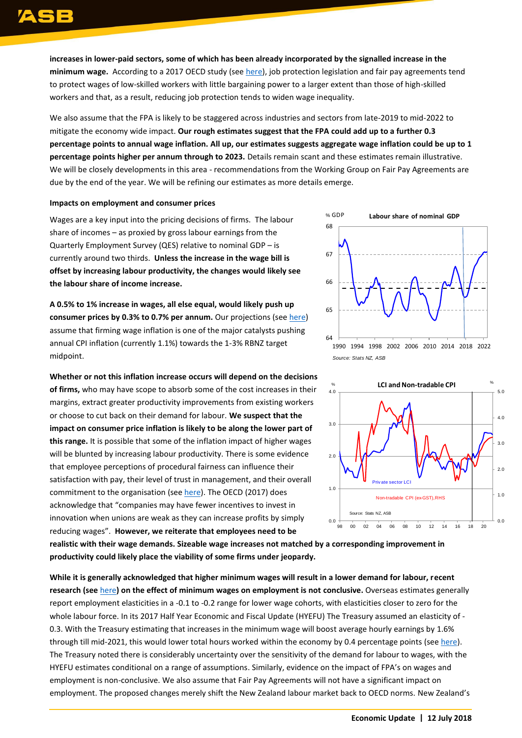**increases in lower-paid sectors, some of which has been already incorporated by the signalled increase in the minimum wage.** According to a 2017 OECD study (see here), job protection legislation and fair pay agreements tend to protect wages of low-skilled workers with little bargaining power to a larger extent than those of high-skilled workers and that, as a result, reducing job protection tends to widen wage inequality.

We also assume that the FPA is likely to be staggered across industries and sectors from late-2019 to mid-2022 to mitigate the economy wide impact. **Our rough estimates suggest that the FPA could add up to a further 0.3 percentage points to annual wage inflation. All up, our estimates suggests aggregate wage inflation could be up to 1 percentage points higher per annum through to 2023.** Details remain scant and these estimates remain illustrative. We will be closely developments in this area - recommendations from the Working Group on Fair Pay Agreements are due by the end of the year. We will be refining our estimates as more details emerge.

### Impacts on employment and consumer prices

Wages are a key input into the pricing decisions of firms. The labour share of incomes – as proxied by gross labour earnings from the Quarterly Employment Survey (QES) relative to nominal GDP – is currently around two thirds. **Unless the increase in the wage bill is offset by increasing labour productivity, the changes would likely see the labour share of income increase.**

**A 0.5% to 1% increase in wages, all else equal, would likely push up consumer prices by 0.3% to 0.7% per annum.** Our projections (see here) assume that firming wage inflation is one of the major catalysts pushing annual CPI inflation (currently 1.1%) towards the 1-3% RBNZ target midpoint.

**Whether or not this inflation increase occurs will depend on the decisions of firms,** who may have scope to absorb some of the cost increases in their margins, extract greater productivity improvements from existing workers or choose to cut back on their demand for labour. **We suspect that the impact on consumer price inflation is likely to be along the lower part of this range.** It is possible that some of the inflation impact of higher wages will be blunted by increasing labour productivity. There is some evidence that employee perceptions of procedural fairness can influence their satisfaction with pay, their level of trust in management, and their overall commitment to the organisation (see here). The OECD (2017) does acknowledge that "companies may have fewer incentives to invest in innovation when unions are weak as they can increase profits by simply reducing wages". **However, we reiterate that employees need to be realistic with their wage demands. Sizeable wage increases not matched by a corresponding improvement in productivity could likely place the viability of some firms under jeopardy.**

**While it is generally acknowledged that higher minimum wages will result in a lower demand for labour, recent research (see here) on the effect of minimum wages on employment is not conclusive.** Overseas estimates generally report employment elasticities in a -0.1 to -0.2 range for lower wage cohorts, with elasticities closer to zero for the whole labour force. In its 2017 Half Year Economic and Fiscal Update (HYEFU) The Treasury assumed an elasticity of -0.3. With the Treasury estimating that increases in the minimum wage will boost average hourly earnings by 1.6% through till mid-2021, this would lower total hours worked within the economy by 0.4 percentage points (see here). The Treasury noted there is considerably uncertainty over the sensitivity of the demand for labour to wages, with the HYEFU estimates conditional on a range of assumptions. Similarly, evidence on the impact of FPA's on wages and employment is non-conclusive. We also assume that Fair Pay Agreements will not have a significant impact on employment. The proposed changes merely shift the New Zealand labour market back to OECD norms. New Zealand's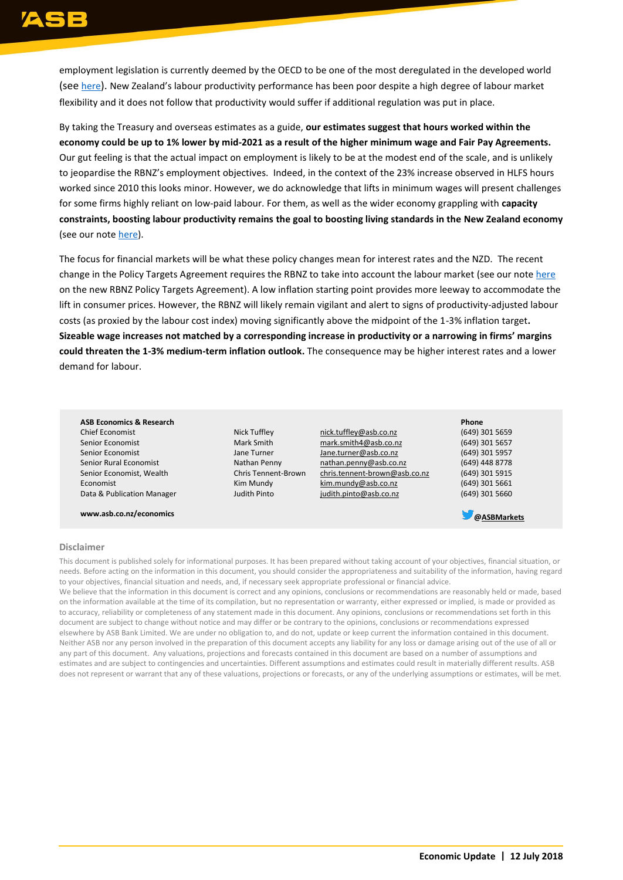employment legislation is currently deemed by the OECD to be one of the most deregulated in the developed world (see here). New Zealand's labour productivity performance has been poor despite a high degree of labour market flexibility and it does not follow that productivity would suffer if additional regulation was put in place.

By taking the Treasury and overseas estimates as a guide, **our estimates suggest that hours worked within the economy could be up to 1% lower by mid-2021 as a result of the higher minimum wage and Fair Pay Agreements.** Our gut feeling is that the actual impact on employment is likely to be at the modest end of the scale, and is unlikely to jeopardise the RBNZ's employment objectives. Indeed, in the context of the 23% increase observed in HLFS hours worked since 2010 this looks minor. However, we do acknowledge that lifts in minimum wages will present challenges for some firms highly reliant on low-paid labour. For them, as well as the wider economy grappling with **capacity constraints, boosting labour productivity remains the goal to boosting living standards in the New Zealand economy** (see our note here).

The focus for financial markets will be what these policy changes mean for interest rates and the NZD. The recent change in the Policy Targets Agreement requires the RBNZ to take into account the labour market (see our note here on the new RBNZ Policy Targets Agreement). A low inflation starting point provides more leeway to accommodate the lift in consumer prices. However, the RBNZ will likely remain vigilant and alert to signs of productivity-adjusted labour costs (as proxied by the labour cost index) moving significantly above the midpoint of the 1-3% inflation target**. Sizeable wage increases not matched by a corresponding increase in productivity or a narrowing in firms' margins could threaten the 1-3% medium-term inflation outlook.** The consequence may be higher interest rates and a lower demand for labour.

| **ASB Economics & Research** | | | **Phone** |
|---|---|---|---|
| Chief Economist | Nick Tuffley | nick.tuffley@asb.co.nz | (649) 301 5659 |
| Senior Economist | Mark Smith | mark.smith4@asb.co.nz | (649) 301 5657 |
| Senior Economist | Jane Turner | Jane.turner@asb.co.nz | (649) 301 5957 |
| Senior Rural Economist | Nathan Penny | nathan.penny@asb.co.nz | (649) 448 8778 |
| Senior Economist, Wealth | Chris Tennent-Brown | chris.tennent-brown@asb.co.nz | (649) 301 5915 |
| Economist | Kim Mundy | kim.mundy@asb.co.nz | (649) 301 5661 |
| Data & Publication Manager | Judith Pinto | judith.pinto@asb.co.nz | (649) 301 5660 |

**www.asb.co.nz/economics**

**@ASBMarkets**

## Disclaimer

This document is published solely for informational purposes. It has been prepared without taking account of your objectives, financial situation, or needs. Before acting on the information in this document, you should consider the appropriateness and suitability of the information, having regard to your objectives, financial situation and needs, and, if necessary seek appropriate professional or financial advice.

We believe that the information in this document is correct and any opinions, conclusions or recommendations are reasonably held or made, based on the information available at the time of its compilation, but no representation or warranty, either expressed or implied, is made or provided as to accuracy, reliability or completeness of any statement made in this document. Any opinions, conclusions or recommendations set forth in this document are subject to change without notice and may differ or be contrary to the opinions, conclusions or recommendations expressed elsewhere by ASB Bank Limited. We are under no obligation to, and do not, update or keep current the information contained in this document. Neither ASB nor any person involved in the preparation of this document accepts any liability for any loss or damage arising out of the use of all or any part of this document. Any valuations, projections and forecasts contained in this document are based on a number of assumptions and estimates and are subject to contingencies and uncertainties. Different assumptions and estimates could result in materially different results. ASB does not represent or warrant that any of these valuations, projections or forecasts, or any of the underlying assumptions or estimates, will be met.